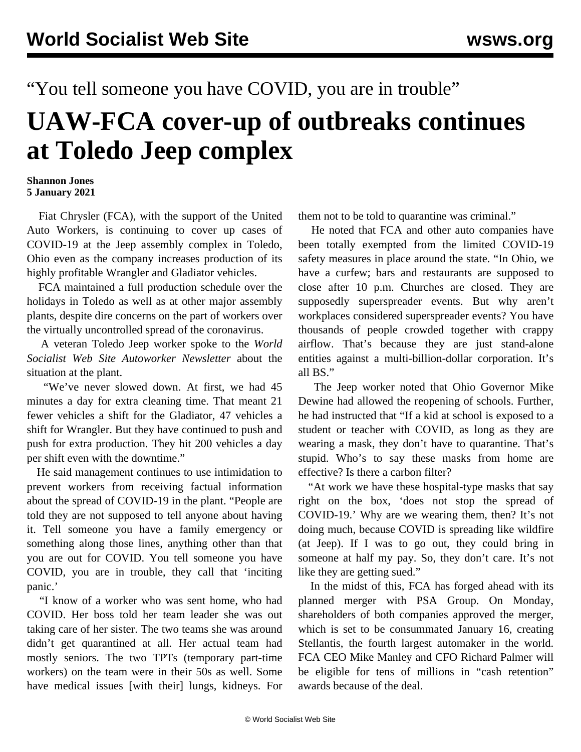“You tell someone you have COVID, you are in trouble”

# UAW-FCA cover-up of outbreaks continues at Toledo Jeep complex

**Shannon Jones**
**5 January 2021**

Fiat Chrysler (FCA), with the support of the United Auto Workers, is continuing to cover up cases of COVID-19 at the Jeep assembly complex in Toledo, Ohio even as the company increases production of its highly profitable Wrangler and Gladiator vehicles.

FCA maintained a full production schedule over the holidays in Toledo as well as at other major assembly plants, despite dire concerns on the part of workers over the virtually uncontrolled spread of the coronavirus.

A veteran Toledo Jeep worker spoke to the *World Socialist Web Site Autoworker Newsletter* about the situation at the plant.

“We’ve never slowed down. At first, we had 45 minutes a day for extra cleaning time. That meant 21 fewer vehicles a shift for the Gladiator, 47 vehicles a shift for Wrangler. But they have continued to push and push for extra production. They hit 200 vehicles a day per shift even with the downtime.”

He said management continues to use intimidation to prevent workers from receiving factual information about the spread of COVID-19 in the plant. “People are told they are not supposed to tell anyone about having it. Tell someone you have a family emergency or something along those lines, anything other than that you are out for COVID. You tell someone you have COVID, you are in trouble, they call that ‘inciting panic.’

“I know of a worker who was sent home, who had COVID. Her boss told her team leader she was out taking care of her sister. The two teams she was around didn’t get quarantined at all. Her actual team had mostly seniors. The two TPTs (temporary part-time workers) on the team were in their 50s as well. Some have medical issues [with their] lungs, kidneys. For them not to be told to quarantine was criminal.”

He noted that FCA and other auto companies have been totally exempted from the limited COVID-19 safety measures in place around the state. “In Ohio, we have a curfew; bars and restaurants are supposed to close after 10 p.m. Churches are closed. They are supposedly superspreader events. But why aren’t workplaces considered superspreader events? You have thousands of people crowded together with crappy airflow. That’s because they are just stand-alone entities against a multi-billion-dollar corporation. It’s all BS.”

The Jeep worker noted that Ohio Governor Mike Dewine had allowed the reopening of schools. Further, he had instructed that “If a kid at school is exposed to a student or teacher with COVID, as long as they are wearing a mask, they don’t have to quarantine. That’s stupid. Who’s to say these masks from home are effective? Is there a carbon filter?

“At work we have these hospital-type masks that say right on the box, ‘does not stop the spread of COVID-19.’ Why are we wearing them, then? It’s not doing much, because COVID is spreading like wildfire (at Jeep). If I was to go out, they could bring in someone at half my pay. So, they don’t care. It’s not like they are getting sued.”

In the midst of this, FCA has forged ahead with its planned merger with PSA Group. On Monday, shareholders of both companies approved the merger, which is set to be consummated January 16, creating Stellantis, the fourth largest automaker in the world. FCA CEO Mike Manley and CFO Richard Palmer will be eligible for tens of millions in “cash retention” awards because of the deal.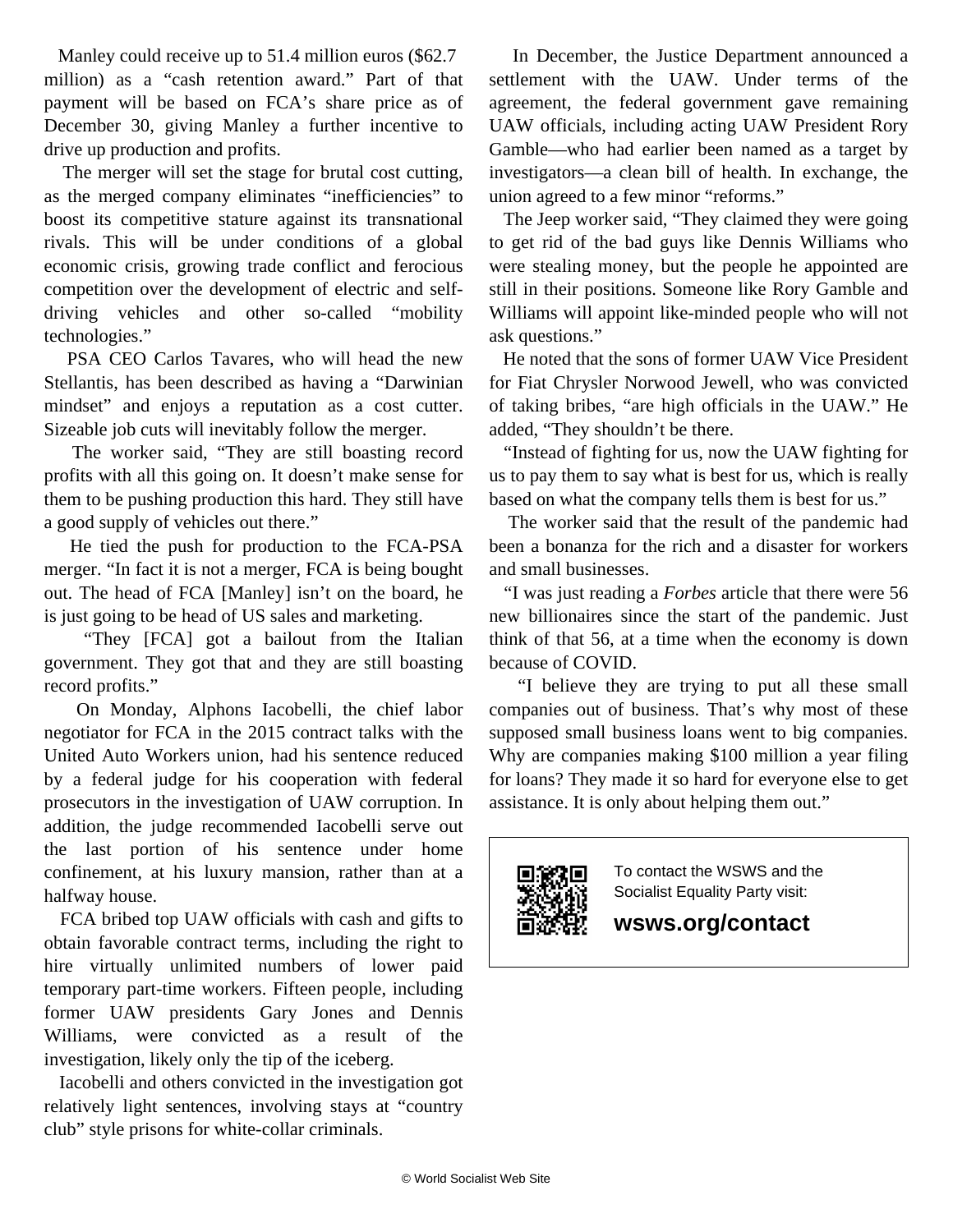Manley could receive up to 51.4 million euros ($62.7 million) as a "cash retention award." Part of that payment will be based on FCA's share price as of December 30, giving Manley a further incentive to drive up production and profits.

The merger will set the stage for brutal cost cutting, as the merged company eliminates "inefficiencies" to boost its competitive stature against its transnational rivals. This will be under conditions of a global economic crisis, growing trade conflict and ferocious competition over the development of electric and self-driving vehicles and other so-called "mobility technologies."

PSA CEO Carlos Tavares, who will head the new Stellantis, has been described as having a "Darwinian mindset" and enjoys a reputation as a cost cutter. Sizeable job cuts will inevitably follow the merger.

The worker said, "They are still boasting record profits with all this going on. It doesn't make sense for them to be pushing production this hard. They still have a good supply of vehicles out there."

He tied the push for production to the FCA-PSA merger. "In fact it is not a merger, FCA is being bought out. The head of FCA [Manley] isn't on the board, he is just going to be head of US sales and marketing.

"They [FCA] got a bailout from the Italian government. They got that and they are still boasting record profits."

On Monday, Alphons Iacobelli, the chief labor negotiator for FCA in the 2015 contract talks with the United Auto Workers union, had his sentence reduced by a federal judge for his cooperation with federal prosecutors in the investigation of UAW corruption. In addition, the judge recommended Iacobelli serve out the last portion of his sentence under home confinement, at his luxury mansion, rather than at a halfway house.

FCA bribed top UAW officials with cash and gifts to obtain favorable contract terms, including the right to hire virtually unlimited numbers of lower paid temporary part-time workers. Fifteen people, including former UAW presidents Gary Jones and Dennis Williams, were convicted as a result of the investigation, likely only the tip of the iceberg.

Iacobelli and others convicted in the investigation got relatively light sentences, involving stays at "country club" style prisons for white-collar criminals.

In December, the Justice Department announced a settlement with the UAW. Under terms of the agreement, the federal government gave remaining UAW officials, including acting UAW President Rory Gamble—who had earlier been named as a target by investigators—a clean bill of health. In exchange, the union agreed to a few minor "reforms."

The Jeep worker said, "They claimed they were going to get rid of the bad guys like Dennis Williams who were stealing money, but the people he appointed are still in their positions. Someone like Rory Gamble and Williams will appoint like-minded people who will not ask questions."

He noted that the sons of former UAW Vice President for Fiat Chrysler Norwood Jewell, who was convicted of taking bribes, "are high officials in the UAW." He added, "They shouldn't be there.

"Instead of fighting for us, now the UAW fighting for us to pay them to say what is best for us, which is really based on what the company tells them is best for us."

The worker said that the result of the pandemic had been a bonanza for the rich and a disaster for workers and small businesses.

"I was just reading a *Forbes* article that there were 56 new billionaires since the start of the pandemic. Just think of that 56, at a time when the economy is down because of COVID.

"I believe they are trying to put all these small companies out of business. That's why most of these supposed small business loans went to big companies. Why are companies making $100 million a year filing for loans? They made it so hard for everyone else to get assistance. It is only about helping them out."

To contact the WSWS and the Socialist Equality Party visit:

**wsws.org/contact**